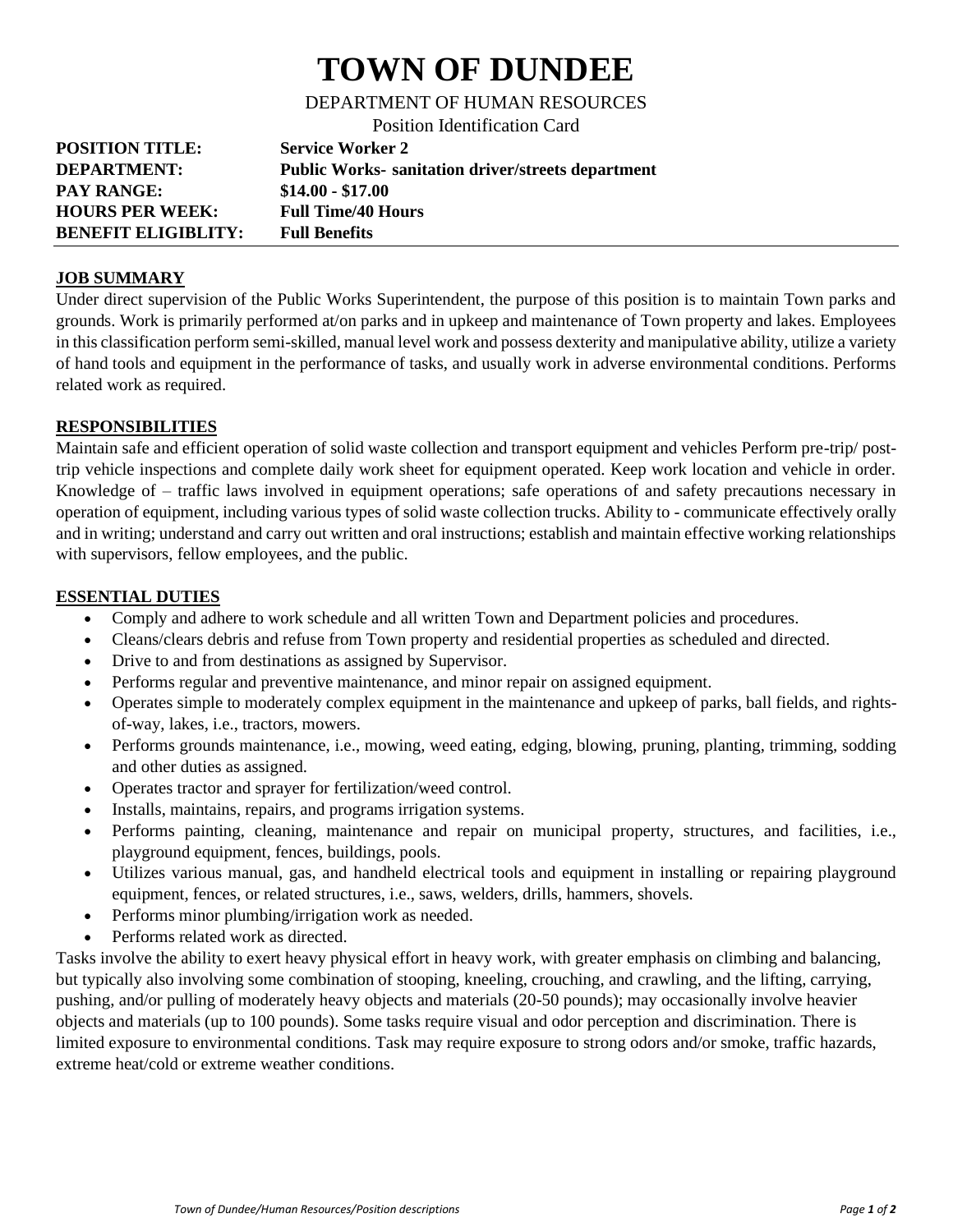# TOWN OF DUNDEE

DEPARTMENT OF HUMAN RESOURCES

Position Identification Card

| | |
|---|---|
| **POSITION TITLE:** | **Service Worker 2** |
| **DEPARTMENT:** | **Public Works- sanitation driver/streets department** |
| **PAY RANGE:** | **$14.00 - $17.00** |
| **HOURS PER WEEK:** | **Full Time/40 Hours** |
| **BENEFIT ELIGIBLITY:** | **Full Benefits** |

## JOB SUMMARY

Under direct supervision of the Public Works Superintendent, the purpose of this position is to maintain Town parks and grounds. Work is primarily performed at/on parks and in upkeep and maintenance of Town property and lakes. Employees in this classification perform semi-skilled, manual level work and possess dexterity and manipulative ability, utilize a variety of hand tools and equipment in the performance of tasks, and usually work in adverse environmental conditions. Performs related work as required.

## RESPONSIBILITIES

Maintain safe and efficient operation of solid waste collection and transport equipment and vehicles Perform pre-trip/ post-trip vehicle inspections and complete daily work sheet for equipment operated. Keep work location and vehicle in order. Knowledge of – traffic laws involved in equipment operations; safe operations of and safety precautions necessary in operation of equipment, including various types of solid waste collection trucks. Ability to - communicate effectively orally and in writing; understand and carry out written and oral instructions; establish and maintain effective working relationships with supervisors, fellow employees, and the public.

## ESSENTIAL DUTIES

- Comply and adhere to work schedule and all written Town and Department policies and procedures.
- Cleans/clears debris and refuse from Town property and residential properties as scheduled and directed.
- Drive to and from destinations as assigned by Supervisor.
- Performs regular and preventive maintenance, and minor repair on assigned equipment.
- Operates simple to moderately complex equipment in the maintenance and upkeep of parks, ball fields, and rights-of-way, lakes, i.e., tractors, mowers.
- Performs grounds maintenance, i.e., mowing, weed eating, edging, blowing, pruning, planting, trimming, sodding and other duties as assigned.
- Operates tractor and sprayer for fertilization/weed control.
- Installs, maintains, repairs, and programs irrigation systems.
- Performs painting, cleaning, maintenance and repair on municipal property, structures, and facilities, i.e., playground equipment, fences, buildings, pools.
- Utilizes various manual, gas, and handheld electrical tools and equipment in installing or repairing playground equipment, fences, or related structures, i.e., saws, welders, drills, hammers, shovels.
- Performs minor plumbing/irrigation work as needed.
- Performs related work as directed.

Tasks involve the ability to exert heavy physical effort in heavy work, with greater emphasis on climbing and balancing, but typically also involving some combination of stooping, kneeling, crouching, and crawling, and the lifting, carrying, pushing, and/or pulling of moderately heavy objects and materials (20-50 pounds); may occasionally involve heavier objects and materials (up to 100 pounds). Some tasks require visual and odor perception and discrimination. There is limited exposure to environmental conditions. Task may require exposure to strong odors and/or smoke, traffic hazards, extreme heat/cold or extreme weather conditions.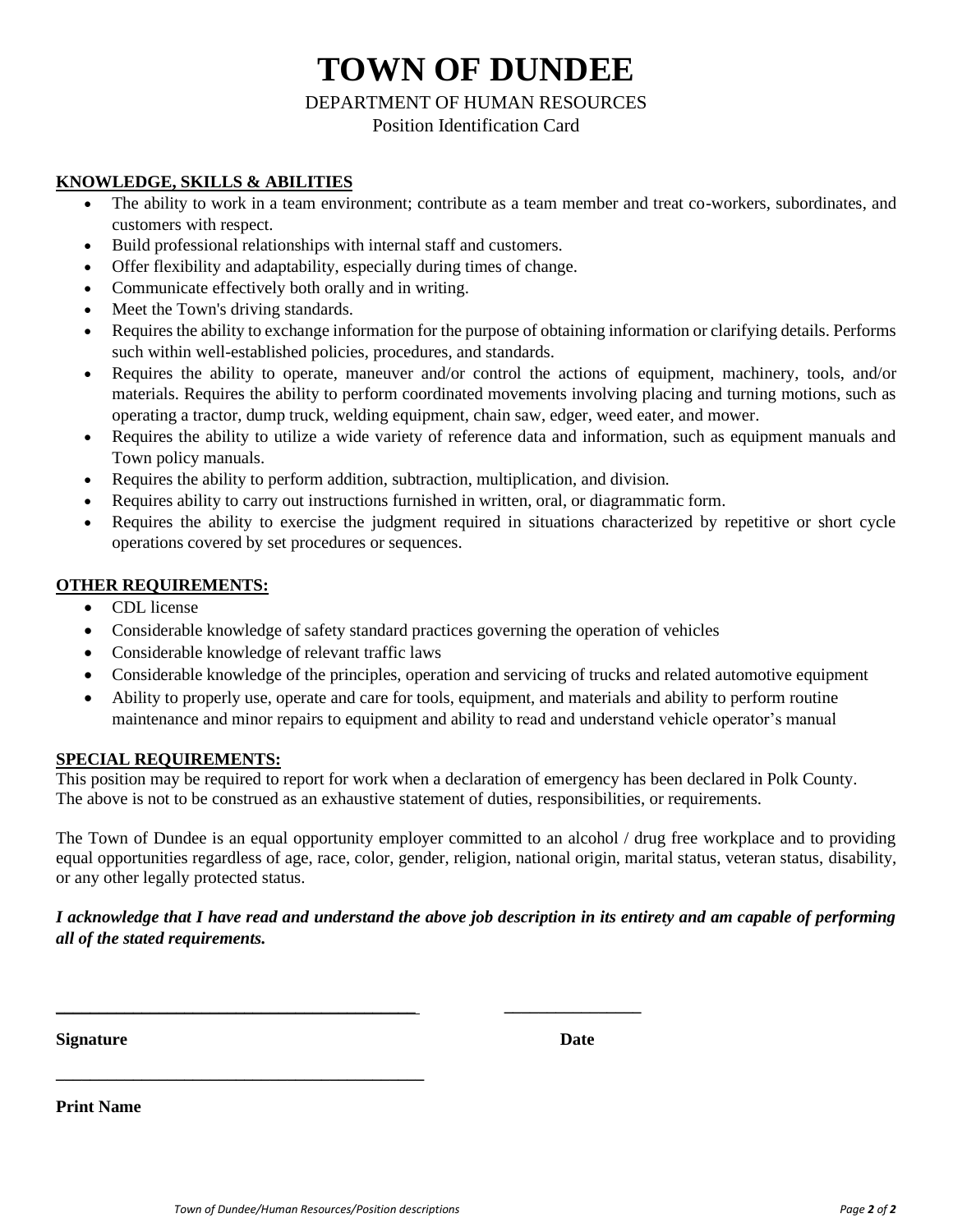# TOWN OF DUNDEE

DEPARTMENT OF HUMAN RESOURCES

Position Identification Card

**KNOWLEDGE, SKILLS & ABILITIES**

- The ability to work in a team environment; contribute as a team member and treat co-workers, subordinates, and customers with respect.
- Build professional relationships with internal staff and customers.
- Offer flexibility and adaptability, especially during times of change.
- Communicate effectively both orally and in writing.
- Meet the Town's driving standards.
- Requires the ability to exchange information for the purpose of obtaining information or clarifying details. Performs such within well-established policies, procedures, and standards.
- Requires the ability to operate, maneuver and/or control the actions of equipment, machinery, tools, and/or materials. Requires the ability to perform coordinated movements involving placing and turning motions, such as operating a tractor, dump truck, welding equipment, chain saw, edger, weed eater, and mower.
- Requires the ability to utilize a wide variety of reference data and information, such as equipment manuals and Town policy manuals.
- Requires the ability to perform addition, subtraction, multiplication, and division.
- Requires ability to carry out instructions furnished in written, oral, or diagrammatic form.
- Requires the ability to exercise the judgment required in situations characterized by repetitive or short cycle operations covered by set procedures or sequences.

**OTHER REQUIREMENTS:**

- CDL license
- Considerable knowledge of safety standard practices governing the operation of vehicles
- Considerable knowledge of relevant traffic laws
- Considerable knowledge of the principles, operation and servicing of trucks and related automotive equipment
- Ability to properly use, operate and care for tools, equipment, and materials and ability to perform routine maintenance and minor repairs to equipment and ability to read and understand vehicle operator's manual

**SPECIAL REQUIREMENTS:**

This position may be required to report for work when a declaration of emergency has been declared in Polk County.
The above is not to be construed as an exhaustive statement of duties, responsibilities, or requirements.

The Town of Dundee is an equal opportunity employer committed to an alcohol / drug free workplace and to providing equal opportunities regardless of age, race, color, gender, religion, national origin, marital status, veteran status, disability, or any other legally protected status.

***I acknowledge that I have read and understand the above job description in its entirety and am capable of performing all of the stated requirements.***

_____________________________________________ ________________

**Signature** **Date**

_____________________________________________

**Print Name**